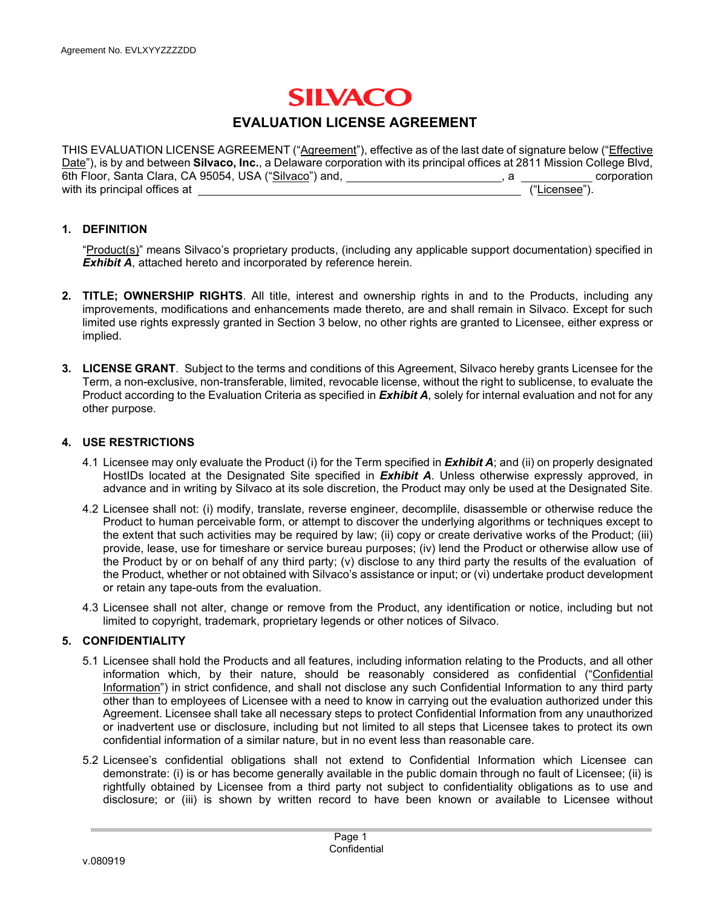Agreement No. EVLXYYZZZZDD

# SILVACO

## EVALUATION LICENSE AGREEMENT

THIS EVALUATION LICENSE AGREEMENT ("Agreement"), effective as of the last date of signature below ("Effective Date"), is by and between **Silvaco, Inc.**, a Delaware corporation with its principal offices at 2811 Mission College Blvd, 6th Floor, Santa Clara, CA 95054, USA ("Silvaco") and, \_\_\_\_\_\_\_\_\_\_\_\_\_\_\_\_\_\_\_\_\_\_\_\_\_\_, a \_\_\_\_\_\_\_\_\_\_\_\_ corporation with its principal offices at \_\_\_\_\_\_\_\_\_\_\_\_\_\_\_\_\_\_\_\_\_\_\_\_\_\_\_\_\_\_\_\_\_\_\_\_\_\_\_\_\_\_\_\_\_\_\_\_\_\_\_\_\_\_\_ ("Licensee").

**1. DEFINITION**

"Product(s)" means Silvaco's proprietary products, (including any applicable support documentation) specified in ***Exhibit A***, attached hereto and incorporated by reference herein.

**2. TITLE; OWNERSHIP RIGHTS**. All title, interest and ownership rights in and to the Products, including any improvements, modifications and enhancements made thereto, are and shall remain in Silvaco. Except for such limited use rights expressly granted in Section 3 below, no other rights are granted to Licensee, either express or implied.

**3. LICENSE GRANT**. Subject to the terms and conditions of this Agreement, Silvaco hereby grants Licensee for the Term, a non-exclusive, non-transferable, limited, revocable license, without the right to sublicense, to evaluate the Product according to the Evaluation Criteria as specified in ***Exhibit A***, solely for internal evaluation and not for any other purpose.

**4. USE RESTRICTIONS**

4.1 Licensee may only evaluate the Product (i) for the Term specified in ***Exhibit A***; and (ii) on properly designated HostIDs located at the Designated Site specified in ***Exhibit A***. Unless otherwise expressly approved, in advance and in writing by Silvaco at its sole discretion, the Product may only be used at the Designated Site.

4.2 Licensee shall not: (i) modify, translate, reverse engineer, decomplile, disassemble or otherwise reduce the Product to human perceivable form, or attempt to discover the underlying algorithms or techniques except to the extent that such activities may be required by law; (ii) copy or create derivative works of the Product; (iii) provide, lease, use for timeshare or service bureau purposes; (iv) lend the Product or otherwise allow use of the Product by or on behalf of any third party; (v) disclose to any third party the results of the evaluation of the Product, whether or not obtained with Silvaco's assistance or input; or (vi) undertake product development or retain any tape-outs from the evaluation.

4.3 Licensee shall not alter, change or remove from the Product, any identification or notice, including but not limited to copyright, trademark, proprietary legends or other notices of Silvaco.

**5. CONFIDENTIALITY**

5.1 Licensee shall hold the Products and all features, including information relating to the Products, and all other information which, by their nature, should be reasonably considered as confidential ("Confidential Information") in strict confidence, and shall not disclose any such Confidential Information to any third party other than to employees of Licensee with a need to know in carrying out the evaluation authorized under this Agreement. Licensee shall take all necessary steps to protect Confidential Information from any unauthorized or inadvertent use or disclosure, including but not limited to all steps that Licensee takes to protect its own confidential information of a similar nature, but in no event less than reasonable care.

5.2 Licensee's confidential obligations shall not extend to Confidential Information which Licensee can demonstrate: (i) is or has become generally available in the public domain through no fault of Licensee; (ii) is rightfully obtained by Licensee from a third party not subject to confidentiality obligations as to use and disclosure; or (iii) is shown by written record to have been known or available to Licensee without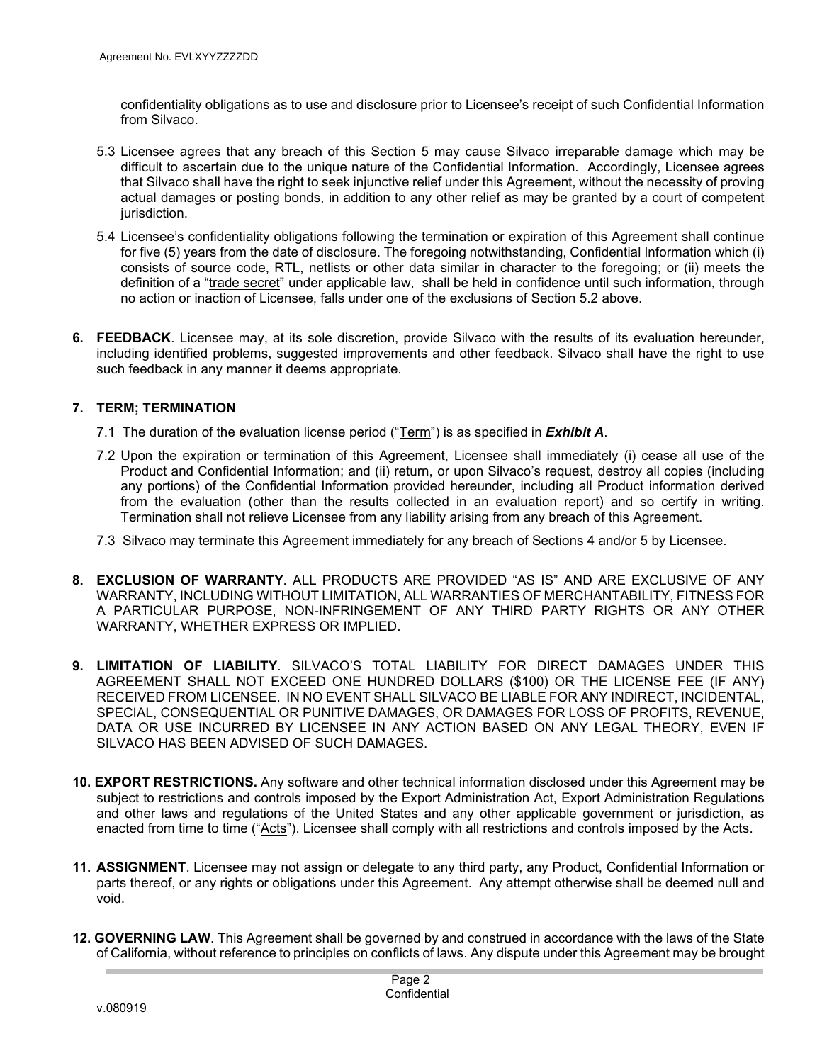confidentiality obligations as to use and disclosure prior to Licensee's receipt of such Confidential Information from Silvaco.

5.3 Licensee agrees that any breach of this Section 5 may cause Silvaco irreparable damage which may be difficult to ascertain due to the unique nature of the Confidential Information. Accordingly, Licensee agrees that Silvaco shall have the right to seek injunctive relief under this Agreement, without the necessity of proving actual damages or posting bonds, in addition to any other relief as may be granted by a court of competent jurisdiction.

5.4 Licensee's confidentiality obligations following the termination or expiration of this Agreement shall continue for five (5) years from the date of disclosure. The foregoing notwithstanding, Confidential Information which (i) consists of source code, RTL, netlists or other data similar in character to the foregoing; or (ii) meets the definition of a "trade secret" under applicable law, shall be held in confidence until such information, through no action or inaction of Licensee, falls under one of the exclusions of Section 5.2 above.

**6. FEEDBACK**. Licensee may, at its sole discretion, provide Silvaco with the results of its evaluation hereunder, including identified problems, suggested improvements and other feedback. Silvaco shall have the right to use such feedback in any manner it deems appropriate.

**7. TERM; TERMINATION**

7.1 The duration of the evaluation license period ("Term") is as specified in ***Exhibit A***.

7.2 Upon the expiration or termination of this Agreement, Licensee shall immediately (i) cease all use of the Product and Confidential Information; and (ii) return, or upon Silvaco's request, destroy all copies (including any portions) of the Confidential Information provided hereunder, including all Product information derived from the evaluation (other than the results collected in an evaluation report) and so certify in writing. Termination shall not relieve Licensee from any liability arising from any breach of this Agreement.

7.3 Silvaco may terminate this Agreement immediately for any breach of Sections 4 and/or 5 by Licensee.

**8. EXCLUSION OF WARRANTY**. ALL PRODUCTS ARE PROVIDED "AS IS" AND ARE EXCLUSIVE OF ANY WARRANTY, INCLUDING WITHOUT LIMITATION, ALL WARRANTIES OF MERCHANTABILITY, FITNESS FOR A PARTICULAR PURPOSE, NON-INFRINGEMENT OF ANY THIRD PARTY RIGHTS OR ANY OTHER WARRANTY, WHETHER EXPRESS OR IMPLIED.

**9. LIMITATION OF LIABILITY**. SILVACO'S TOTAL LIABILITY FOR DIRECT DAMAGES UNDER THIS AGREEMENT SHALL NOT EXCEED ONE HUNDRED DOLLARS ($100) OR THE LICENSE FEE (IF ANY) RECEIVED FROM LICENSEE. IN NO EVENT SHALL SILVACO BE LIABLE FOR ANY INDIRECT, INCIDENTAL, SPECIAL, CONSEQUENTIAL OR PUNITIVE DAMAGES, OR DAMAGES FOR LOSS OF PROFITS, REVENUE, DATA OR USE INCURRED BY LICENSEE IN ANY ACTION BASED ON ANY LEGAL THEORY, EVEN IF SILVACO HAS BEEN ADVISED OF SUCH DAMAGES.

**10. EXPORT RESTRICTIONS.** Any software and other technical information disclosed under this Agreement may be subject to restrictions and controls imposed by the Export Administration Act, Export Administration Regulations and other laws and regulations of the United States and any other applicable government or jurisdiction, as enacted from time to time ("Acts"). Licensee shall comply with all restrictions and controls imposed by the Acts.

**11. ASSIGNMENT**. Licensee may not assign or delegate to any third party, any Product, Confidential Information or parts thereof, or any rights or obligations under this Agreement. Any attempt otherwise shall be deemed null and void.

**12. GOVERNING LAW**. This Agreement shall be governed by and construed in accordance with the laws of the State of California, without reference to principles on conflicts of laws. Any dispute under this Agreement may be brought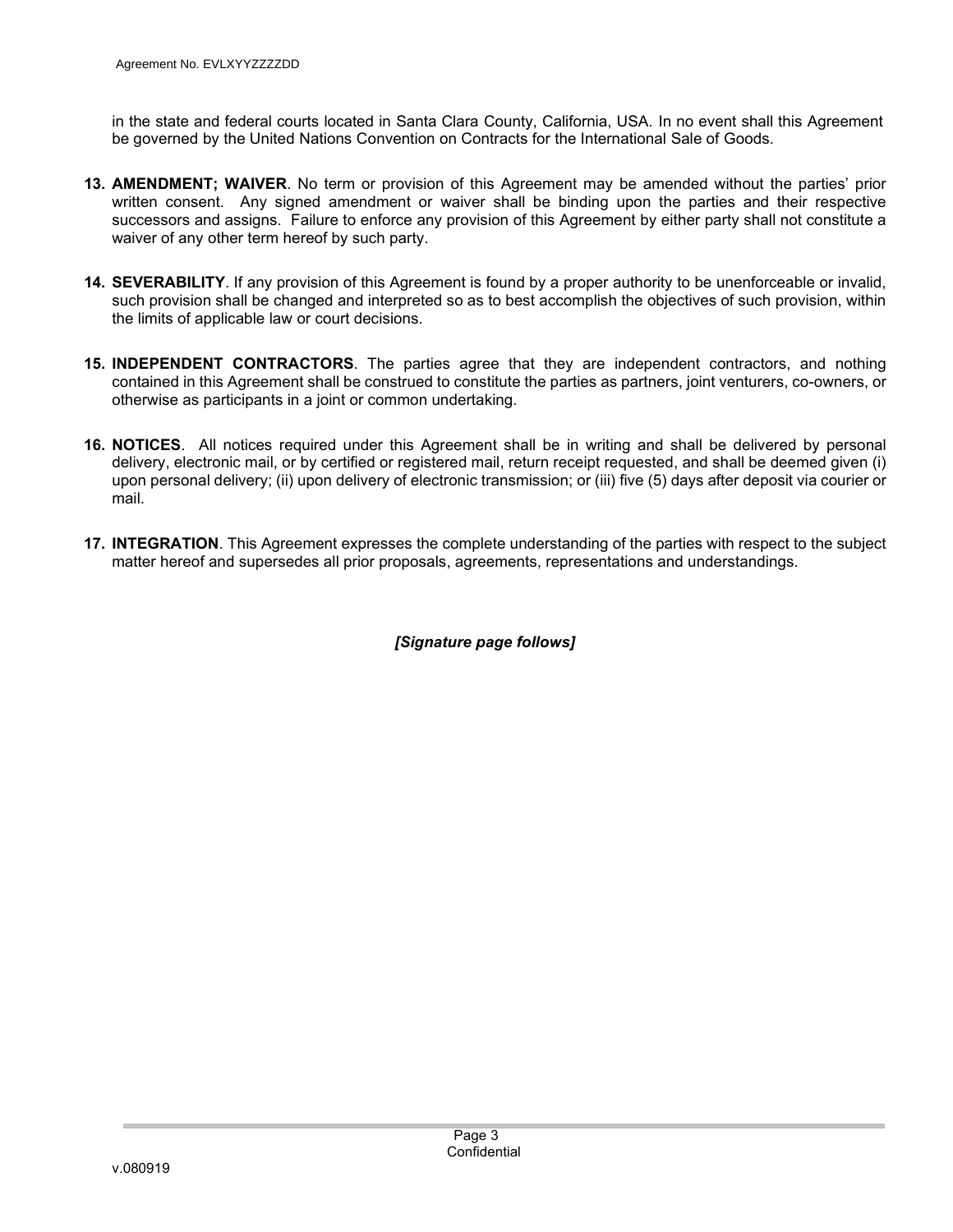in the state and federal courts located in Santa Clara County, California, USA. In no event shall this Agreement be governed by the United Nations Convention on Contracts for the International Sale of Goods.

13. **AMENDMENT; WAIVER**. No term or provision of this Agreement may be amended without the parties' prior written consent. Any signed amendment or waiver shall be binding upon the parties and their respective successors and assigns. Failure to enforce any provision of this Agreement by either party shall not constitute a waiver of any other term hereof by such party.

14. **SEVERABILITY**. If any provision of this Agreement is found by a proper authority to be unenforceable or invalid, such provision shall be changed and interpreted so as to best accomplish the objectives of such provision, within the limits of applicable law or court decisions.

15. **INDEPENDENT CONTRACTORS**. The parties agree that they are independent contractors, and nothing contained in this Agreement shall be construed to constitute the parties as partners, joint venturers, co-owners, or otherwise as participants in a joint or common undertaking.

16. **NOTICES**. All notices required under this Agreement shall be in writing and shall be delivered by personal delivery, electronic mail, or by certified or registered mail, return receipt requested, and shall be deemed given (i) upon personal delivery; (ii) upon delivery of electronic transmission; or (iii) five (5) days after deposit via courier or mail.

17. **INTEGRATION**. This Agreement expresses the complete understanding of the parties with respect to the subject matter hereof and supersedes all prior proposals, agreements, representations and understandings.

***[Signature page follows]***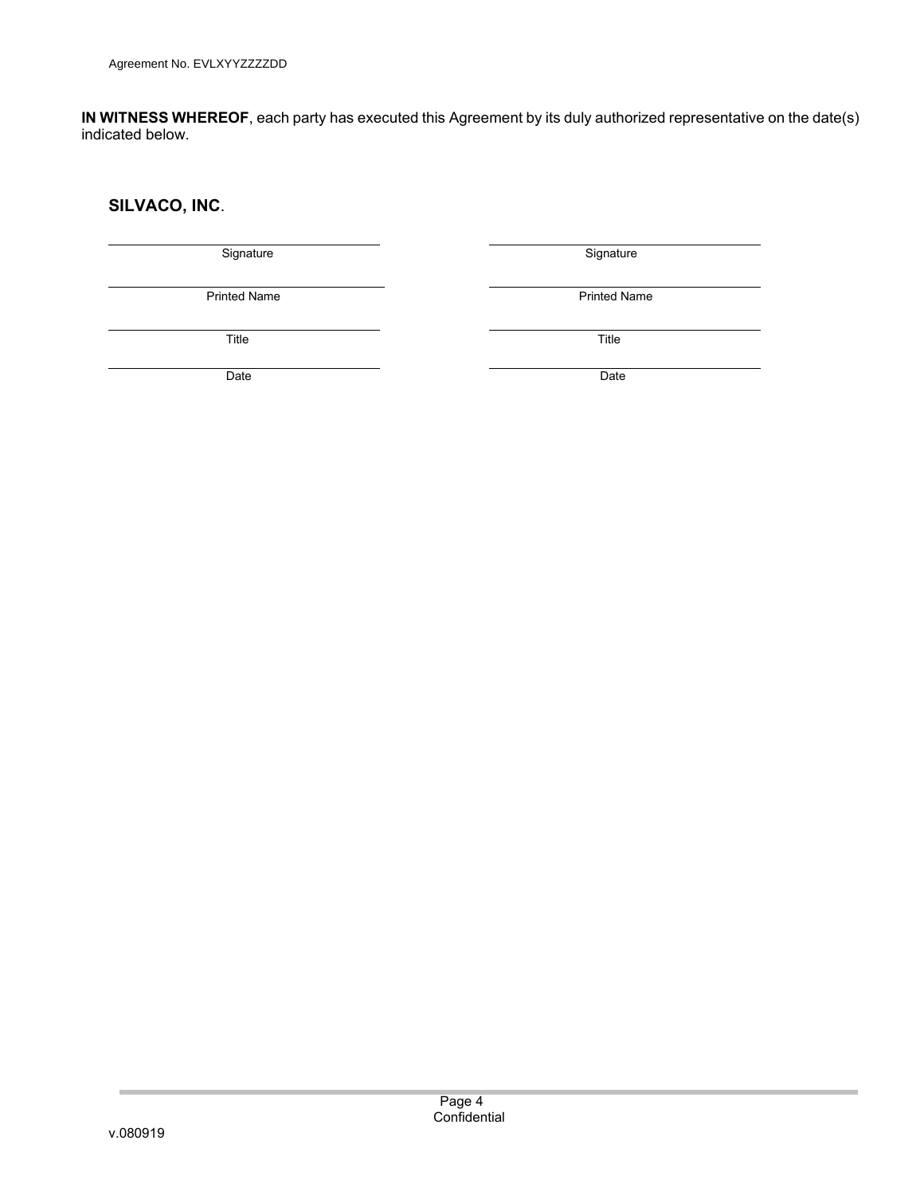**IN WITNESS WHEREOF**, each party has executed this Agreement by its duly authorized representative on the date(s) indicated below.

**SILVACO, INC**.

| | |
|---|---|
| ______________________ | ______________________ |
| Signature | Signature |
| ______________________ | ______________________ |
| Printed Name | Printed Name |
| ______________________ | ______________________ |
| Title | Title |
| ______________________ | ______________________ |
| Date | Date |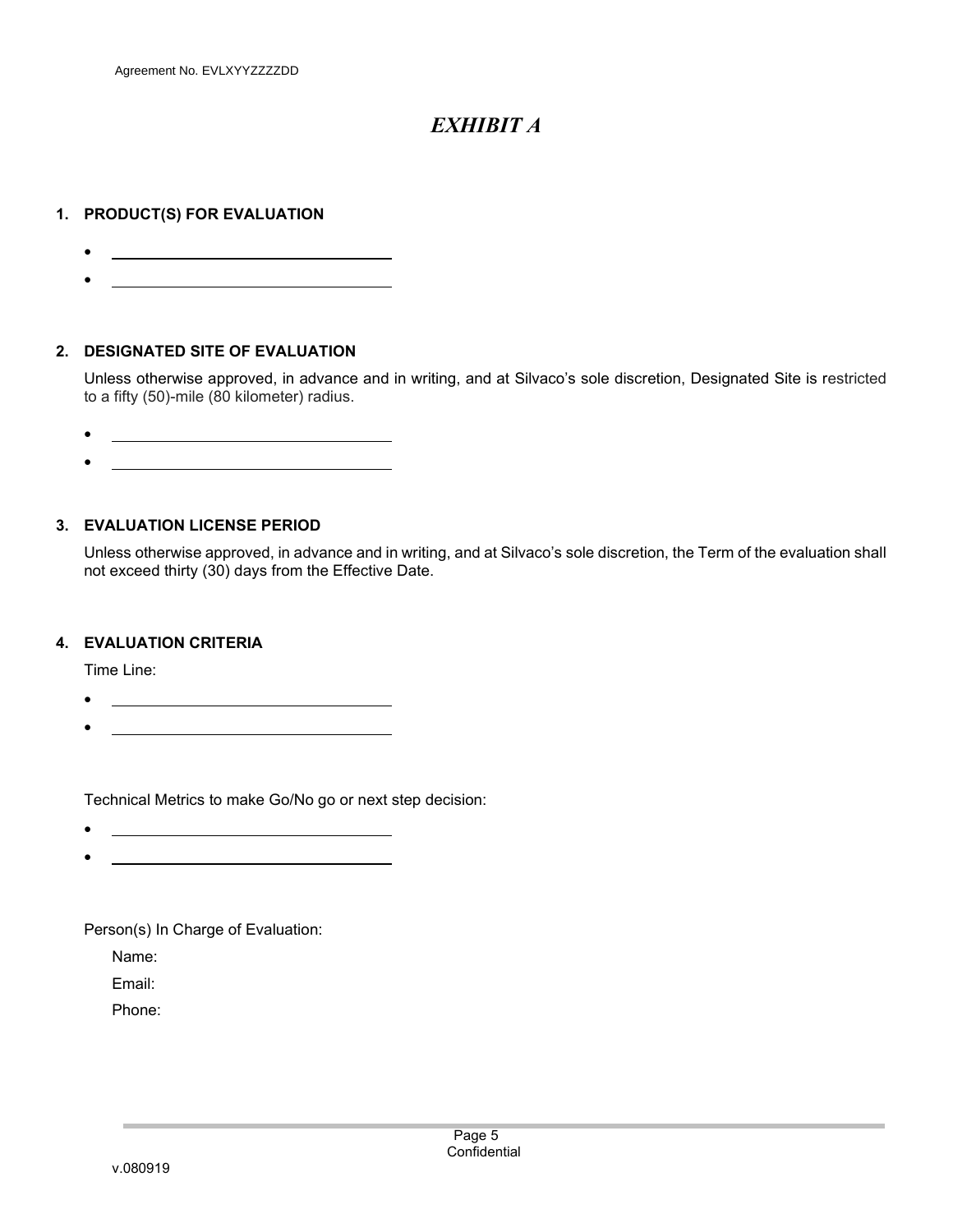Agreement No. EVLXYYZZZZDD

# *EXHIBIT A*

## 1. PRODUCT(S) FOR EVALUATION

- \_\_\_\_\_\_\_\_\_\_\_\_\_\_\_\_\_\_\_\_\_\_\_\_\_\_\_\_\_\_\_\_\_\_
- \_\_\_\_\_\_\_\_\_\_\_\_\_\_\_\_\_\_\_\_\_\_\_\_\_\_\_\_\_\_\_\_\_\_

## 2. DESIGNATED SITE OF EVALUATION

Unless otherwise approved, in advance and in writing, and at Silvaco's sole discretion, Designated Site is restricted to a fifty (50)-mile (80 kilometer) radius.

- \_\_\_\_\_\_\_\_\_\_\_\_\_\_\_\_\_\_\_\_\_\_\_\_\_\_\_\_\_\_\_\_\_\_
- \_\_\_\_\_\_\_\_\_\_\_\_\_\_\_\_\_\_\_\_\_\_\_\_\_\_\_\_\_\_\_\_\_\_

## 3. EVALUATION LICENSE PERIOD

Unless otherwise approved, in advance and in writing, and at Silvaco's sole discretion, the Term of the evaluation shall not exceed thirty (30) days from the Effective Date.

## 4. EVALUATION CRITERIA

Time Line:

- \_\_\_\_\_\_\_\_\_\_\_\_\_\_\_\_\_\_\_\_\_\_\_\_\_\_\_\_\_\_\_\_\_\_
- \_\_\_\_\_\_\_\_\_\_\_\_\_\_\_\_\_\_\_\_\_\_\_\_\_\_\_\_\_\_\_\_\_\_

Technical Metrics to make Go/No go or next step decision:

- \_\_\_\_\_\_\_\_\_\_\_\_\_\_\_\_\_\_\_\_\_\_\_\_\_\_\_\_\_\_\_\_\_\_
- \_\_\_\_\_\_\_\_\_\_\_\_\_\_\_\_\_\_\_\_\_\_\_\_\_\_\_\_\_\_\_\_\_\_

Person(s) In Charge of Evaluation:

Name:

Email:

Phone:

Confidential

v.080919